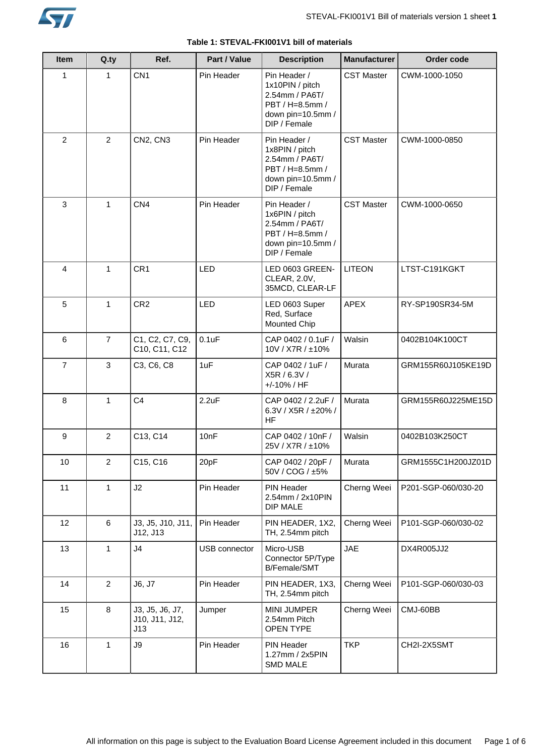**Table 1: STEVAL-FKI001V1 bill of materials**

| Item | Q.ty | Ref. | Part / Value | Description | Manufacturer | Order code |
|---|---|---|---|---|---|---|
| 1 | 1 | CN1 | Pin Header | Pin Header / 1x10PIN / pitch 2.54mm / PA6T/ PBT / H=8.5mm / down pin=10.5mm / DIP / Female | CST Master | CWM-1000-1050 |
| 2 | 2 | CN2, CN3 | Pin Header | Pin Header / 1x8PIN / pitch 2.54mm / PA6T/ PBT / H=8.5mm / down pin=10.5mm / DIP / Female | CST Master | CWM-1000-0850 |
| 3 | 1 | CN4 | Pin Header | Pin Header / 1x6PIN / pitch 2.54mm / PA6T/ PBT / H=8.5mm / down pin=10.5mm / DIP / Female | CST Master | CWM-1000-0650 |
| 4 | 1 | CR1 | LED | LED 0603 GREEN-CLEAR, 2.0V, 35MCD, CLEAR-LF | LITEON | LTST-C191KGKT |
| 5 | 1 | CR2 | LED | LED 0603 Super Red, Surface Mounted Chip | APEX | RY-SP190SR34-5M |
| 6 | 7 | C1, C2, C7, C9, C10, C11, C12 | 0.1uF | CAP 0402 / 0.1uF / 10V / X7R / ±10% | Walsin | 0402B104K100CT |
| 7 | 3 | C3, C6, C8 | 1uF | CAP 0402 / 1uF / X5R / 6.3V / +/-10% / HF | Murata | GRM155R60J105KE19D |
| 8 | 1 | C4 | 2.2uF | CAP 0402 / 2.2uF / 6.3V / X5R / ±20% / HF | Murata | GRM155R60J225ME15D |
| 9 | 2 | C13, C14 | 10nF | CAP 0402 / 10nF / 25V / X7R / ±10% | Walsin | 0402B103K250CT |
| 10 | 2 | C15, C16 | 20pF | CAP 0402 / 20pF / 50V / COG / ±5% | Murata | GRM1555C1H200JZ01D |
| 11 | 1 | J2 | Pin Header | PIN Header 2.54mm / 2x10PIN DIP MALE | Cherng Weei | P201-SGP-060/030-20 |
| 12 | 6 | J3, J5, J10, J11, J12, J13 | Pin Header | PIN HEADER, 1X2, TH, 2.54mm pitch | Cherng Weei | P101-SGP-060/030-02 |
| 13 | 1 | J4 | USB connector | Micro-USB Connector 5P/Type B/Female/SMT | JAE | DX4R005JJ2 |
| 14 | 2 | J6, J7 | Pin Header | PIN HEADER, 1X3, TH, 2.54mm pitch | Cherng Weei | P101-SGP-060/030-03 |
| 15 | 8 | J3, J5, J6, J7, J10, J11, J12, J13 | Jumper | MINI JUMPER 2.54mm Pitch OPEN TYPE | Cherng Weei | CMJ-60BB |
| 16 | 1 | J9 | Pin Header | PIN Header 1.27mm / 2x5PIN SMD MALE | TKP | CH2I-2X5SMT |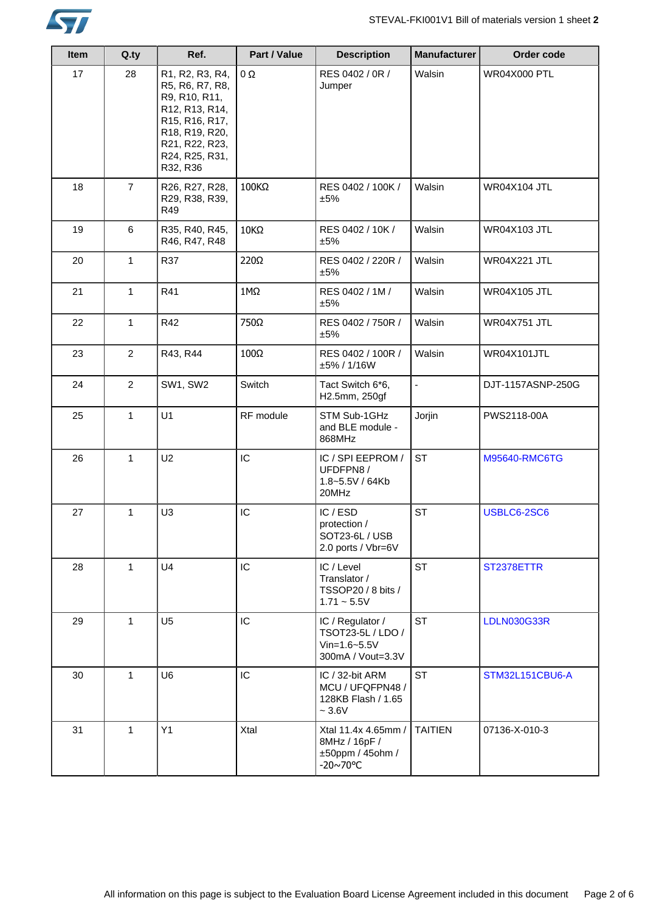| Item | Q.ty | Ref. | Part / Value | Description | Manufacturer | Order code |
|---|---|---|---|---|---|---|
| 17 | 28 | R1, R2, R3, R4, R5, R6, R7, R8, R9, R10, R11, R12, R13, R14, R15, R16, R17, R18, R19, R20, R21, R22, R23, R24, R25, R31, R32, R36 | 0 Ω | RES 0402 / 0R / Jumper | Walsin | WR04X000 PTL |
| 18 | 7 | R26, R27, R28, R29, R38, R39, R49 | 100KΩ | RES 0402 / 100K / ±5% | Walsin | WR04X104 JTL |
| 19 | 6 | R35, R40, R45, R46, R47, R48 | 10KΩ | RES 0402 / 10K / ±5% | Walsin | WR04X103 JTL |
| 20 | 1 | R37 | 220Ω | RES 0402 / 220R / ±5% | Walsin | WR04X221 JTL |
| 21 | 1 | R41 | 1MΩ | RES 0402 / 1M / ±5% | Walsin | WR04X105 JTL |
| 22 | 1 | R42 | 750Ω | RES 0402 / 750R / ±5% | Walsin | WR04X751 JTL |
| 23 | 2 | R43, R44 | 100Ω | RES 0402 / 100R / ±5% / 1/16W | Walsin | WR04X101JTL |
| 24 | 2 | SW1, SW2 | Switch | Tact Switch 6*6, H2.5mm, 250gf | - | DJT-1157ASNP-250G |
| 25 | 1 | U1 | RF module | STM Sub-1GHz and BLE module - 868MHz | Jorjin | PWS2118-00A |
| 26 | 1 | U2 | IC | IC / SPI EEPROM / UFDFPN8 / 1.8~5.5V / 64Kb 20MHz | ST | M95640-RMC6TG |
| 27 | 1 | U3 | IC | IC / ESD protection / SOT23-6L / USB 2.0 ports / Vbr=6V | ST | USBLC6-2SC6 |
| 28 | 1 | U4 | IC | IC / Level Translator / TSSOP20 / 8 bits / 1.71 ~ 5.5V | ST | ST2378ETTR |
| 29 | 1 | U5 | IC | IC / Regulator / TSOT23-5L / LDO / Vin=1.6~5.5V 300mA / Vout=3.3V | ST | LDLN030G33R |
| 30 | 1 | U6 | IC | IC / 32-bit ARM MCU / UFQFPN48 / 128KB Flash / 1.65 ~ 3.6V | ST | STM32L151CBU6-A |
| 31 | 1 | Y1 | Xtal | Xtal 11.4x 4.65mm / 8MHz / 16pF / ±50ppm / 45ohm / -20~70℃ | TAITIEN | 07136-X-010-3 |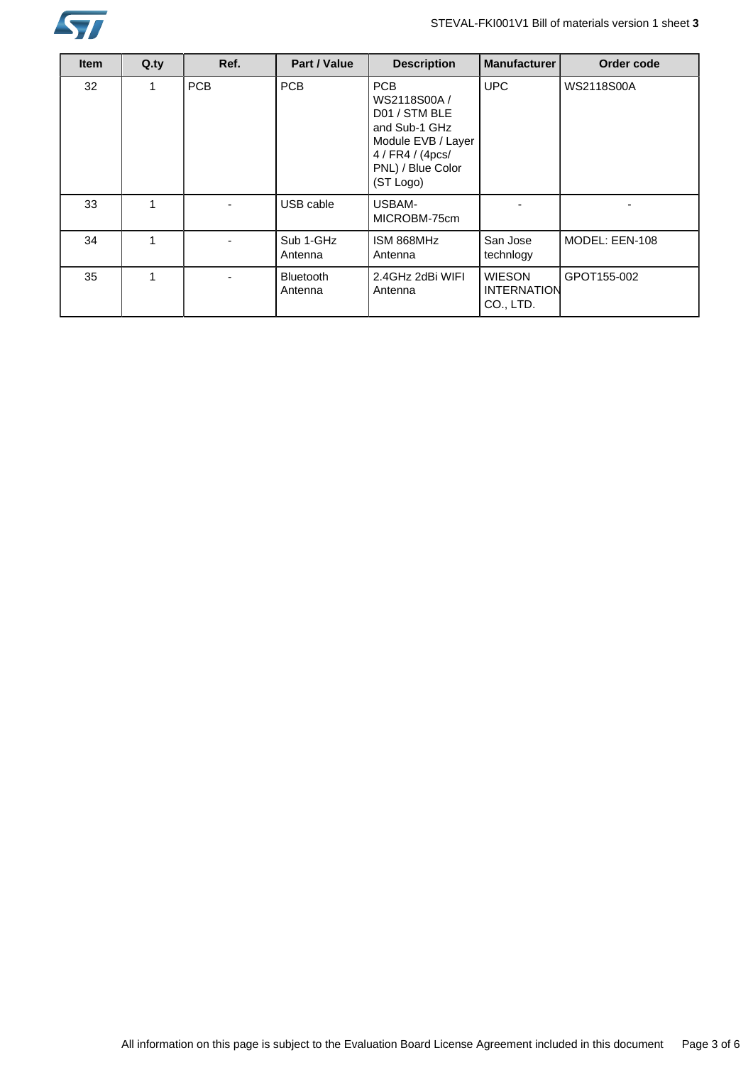| Item | Q.ty | Ref. | Part / Value | Description | Manufacturer | Order code |
|---|---|---|---|---|---|---|
| 32 | 1 | PCB | PCB | PCB WS2118S00A / D01 / STM BLE and Sub-1 GHz Module EVB / Layer 4 / FR4 / (4pcs/ PNL) / Blue Color (ST Logo) | UPC | WS2118S00A |
| 33 | 1 | - | USB cable | USBAM-MICROBM-75cm | - | - |
| 34 | 1 | - | Sub 1-GHz Antenna | ISM 868MHz Antenna | San Jose technlogy | MODEL: EEN-108 |
| 35 | 1 | - | Bluetooth Antenna | 2.4GHz 2dBi WIFI Antenna | WIESON INTERNATION CO., LTD. | GPOT155-002 |

All information on this page is subject to the Evaluation Board License Agreement included in this document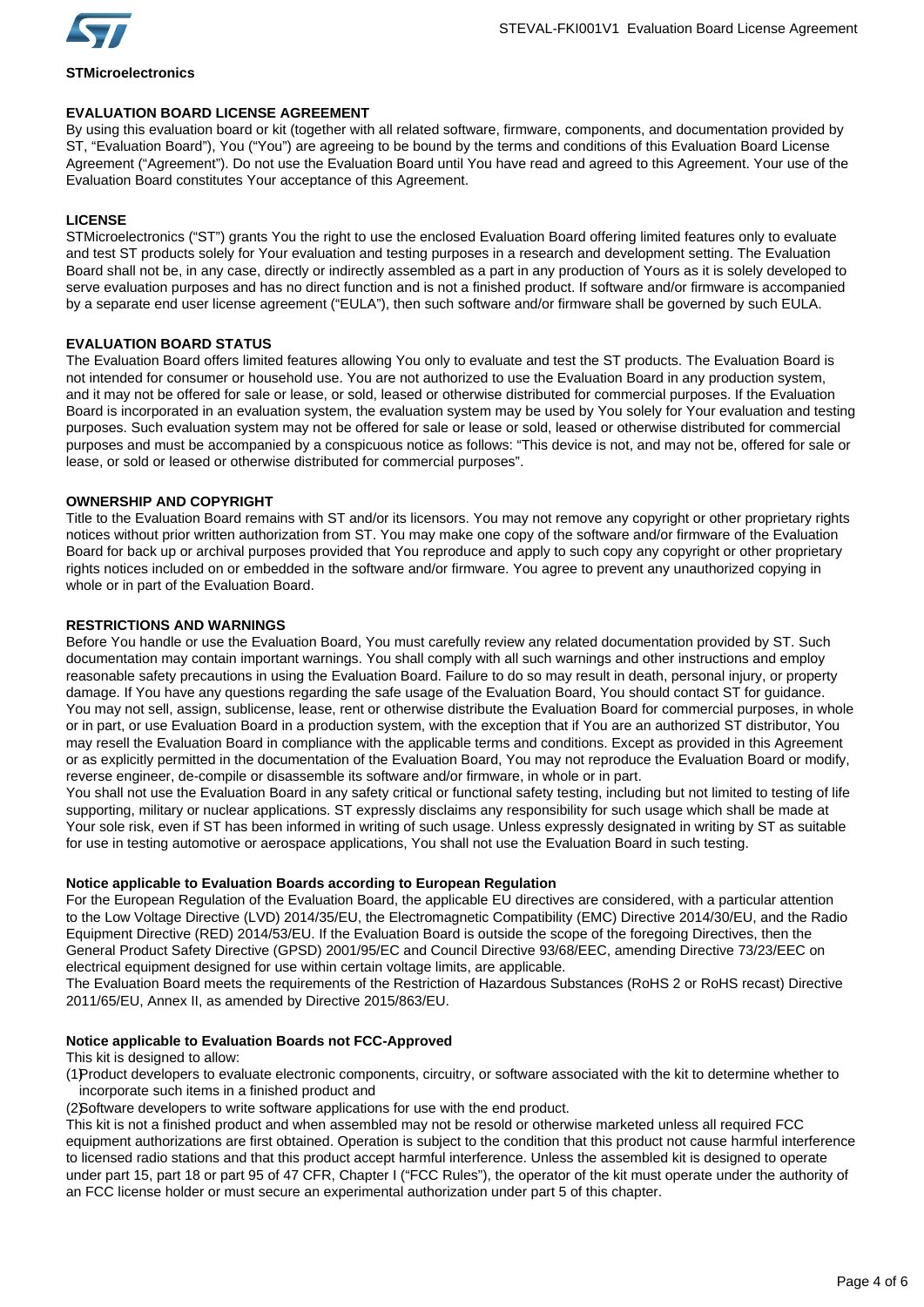**STMicroelectronics**

## EVALUATION BOARD LICENSE AGREEMENT

By using this evaluation board or kit (together with all related software, firmware, components, and documentation provided by ST, "Evaluation Board"), You ("You") are agreeing to be bound by the terms and conditions of this Evaluation Board License Agreement ("Agreement"). Do not use the Evaluation Board until You have read and agreed to this Agreement. Your use of the Evaluation Board constitutes Your acceptance of this Agreement.

## LICENSE

STMicroelectronics ("ST") grants You the right to use the enclosed Evaluation Board offering limited features only to evaluate and test ST products solely for Your evaluation and testing purposes in a research and development setting. The Evaluation Board shall not be, in any case, directly or indirectly assembled as a part in any production of Yours as it is solely developed to serve evaluation purposes and has no direct function and is not a finished product. If software and/or firmware is accompanied by a separate end user license agreement ("EULA"), then such software and/or firmware shall be governed by such EULA.

## EVALUATION BOARD STATUS

The Evaluation Board offers limited features allowing You only to evaluate and test the ST products. The Evaluation Board is not intended for consumer or household use. You are not authorized to use the Evaluation Board in any production system, and it may not be offered for sale or lease, or sold, leased or otherwise distributed for commercial purposes. If the Evaluation Board is incorporated in an evaluation system, the evaluation system may be used by You solely for Your evaluation and testing purposes. Such evaluation system may not be offered for sale or lease or sold, leased or otherwise distributed for commercial purposes and must be accompanied by a conspicuous notice as follows: "This device is not, and may not be, offered for sale or lease, or sold or leased or otherwise distributed for commercial purposes".

## OWNERSHIP AND COPYRIGHT

Title to the Evaluation Board remains with ST and/or its licensors. You may not remove any copyright or other proprietary rights notices without prior written authorization from ST. You may make one copy of the software and/or firmware of the Evaluation Board for back up or archival purposes provided that You reproduce and apply to such copy any copyright or other proprietary rights notices included on or embedded in the software and/or firmware. You agree to prevent any unauthorized copying in whole or in part of the Evaluation Board.

## RESTRICTIONS AND WARNINGS

Before You handle or use the Evaluation Board, You must carefully review any related documentation provided by ST. Such documentation may contain important warnings. You shall comply with all such warnings and other instructions and employ reasonable safety precautions in using the Evaluation Board. Failure to do so may result in death, personal injury, or property damage. If You have any questions regarding the safe usage of the Evaluation Board, You should contact ST for guidance. You may not sell, assign, sublicense, lease, rent or otherwise distribute the Evaluation Board for commercial purposes, in whole or in part, or use Evaluation Board in a production system, with the exception that if You are an authorized ST distributor, You may resell the Evaluation Board in compliance with the applicable terms and conditions. Except as provided in this Agreement or as explicitly permitted in the documentation of the Evaluation Board, You may not reproduce the Evaluation Board or modify, reverse engineer, de-compile or disassemble its software and/or firmware, in whole or in part.

You shall not use the Evaluation Board in any safety critical or functional safety testing, including but not limited to testing of life supporting, military or nuclear applications. ST expressly disclaims any responsibility for such usage which shall be made at Your sole risk, even if ST has been informed in writing of such usage. Unless expressly designated in writing by ST as suitable for use in testing automotive or aerospace applications, You shall not use the Evaluation Board in such testing.

### Notice applicable to Evaluation Boards according to European Regulation

For the European Regulation of the Evaluation Board, the applicable EU directives are considered, with a particular attention to the Low Voltage Directive (LVD) 2014/35/EU, the Electromagnetic Compatibility (EMC) Directive 2014/30/EU, and the Radio Equipment Directive (RED) 2014/53/EU. If the Evaluation Board is outside the scope of the foregoing Directives, then the General Product Safety Directive (GPSD) 2001/95/EC and Council Directive 93/68/EEC, amending Directive 73/23/EEC on electrical equipment designed for use within certain voltage limits, are applicable.

The Evaluation Board meets the requirements of the Restriction of Hazardous Substances (RoHS 2 or RoHS recast) Directive 2011/65/EU, Annex II, as amended by Directive 2015/863/EU.

### Notice applicable to Evaluation Boards not FCC-Approved

This kit is designed to allow:

(1) Product developers to evaluate electronic components, circuitry, or software associated with the kit to determine whether to incorporate such items in a finished product and

(2) Software developers to write software applications for use with the end product.

This kit is not a finished product and when assembled may not be resold or otherwise marketed unless all required FCC equipment authorizations are first obtained. Operation is subject to the condition that this product not cause harmful interference to licensed radio stations and that this product accept harmful interference. Unless the assembled kit is designed to operate under part 15, part 18 or part 95 of 47 CFR, Chapter I ("FCC Rules"), the operator of the kit must operate under the authority of an FCC license holder or must secure an experimental authorization under part 5 of this chapter.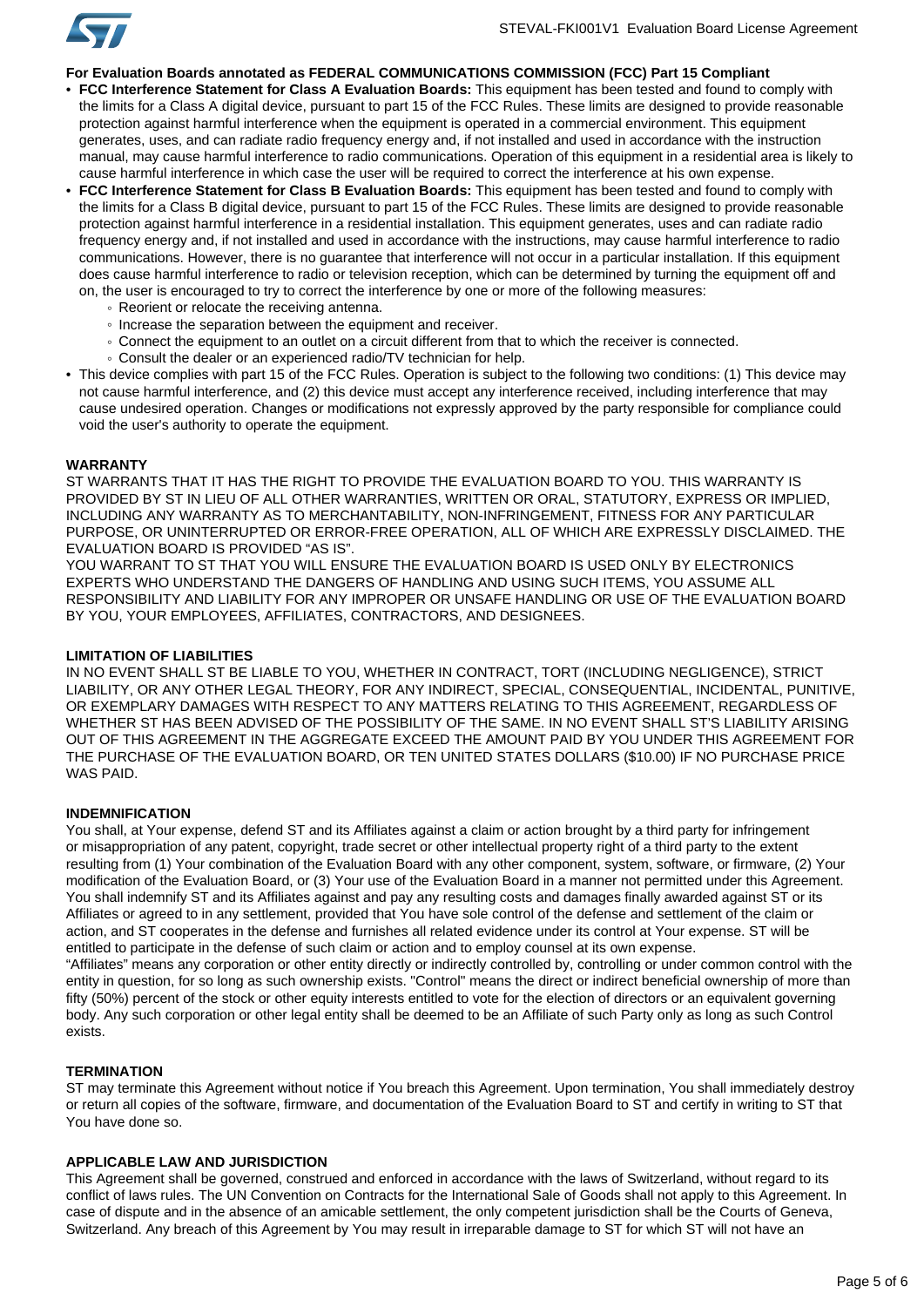**For Evaluation Boards annotated as FEDERAL COMMUNICATIONS COMMISSION (FCC) Part 15 Compliant**

- **FCC Interference Statement for Class A Evaluation Boards:** This equipment has been tested and found to comply with the limits for a Class A digital device, pursuant to part 15 of the FCC Rules. These limits are designed to provide reasonable protection against harmful interference when the equipment is operated in a commercial environment. This equipment generates, uses, and can radiate radio frequency energy and, if not installed and used in accordance with the instruction manual, may cause harmful interference to radio communications. Operation of this equipment in a residential area is likely to cause harmful interference in which case the user will be required to correct the interference at his own expense.
- **FCC Interference Statement for Class B Evaluation Boards:** This equipment has been tested and found to comply with the limits for a Class B digital device, pursuant to part 15 of the FCC Rules. These limits are designed to provide reasonable protection against harmful interference in a residential installation. This equipment generates, uses and can radiate radio frequency energy and, if not installed and used in accordance with the instructions, may cause harmful interference to radio communications. However, there is no guarantee that interference will not occur in a particular installation. If this equipment does cause harmful interference to radio or television reception, which can be determined by turning the equipment off and on, the user is encouraged to try to correct the interference by one or more of the following measures:
  - Reorient or relocate the receiving antenna.
  - Increase the separation between the equipment and receiver.
  - Connect the equipment to an outlet on a circuit different from that to which the receiver is connected.
  - Consult the dealer or an experienced radio/TV technician for help.
- This device complies with part 15 of the FCC Rules. Operation is subject to the following two conditions: (1) This device may not cause harmful interference, and (2) this device must accept any interference received, including interference that may cause undesired operation. Changes or modifications not expressly approved by the party responsible for compliance could void the user's authority to operate the equipment.

**WARRANTY**

ST WARRANTS THAT IT HAS THE RIGHT TO PROVIDE THE EVALUATION BOARD TO YOU. THIS WARRANTY IS PROVIDED BY ST IN LIEU OF ALL OTHER WARRANTIES, WRITTEN OR ORAL, STATUTORY, EXPRESS OR IMPLIED, INCLUDING ANY WARRANTY AS TO MERCHANTABILITY, NON-INFRINGEMENT, FITNESS FOR ANY PARTICULAR PURPOSE, OR UNINTERRUPTED OR ERROR-FREE OPERATION, ALL OF WHICH ARE EXPRESSLY DISCLAIMED. THE EVALUATION BOARD IS PROVIDED "AS IS".

YOU WARRANT TO ST THAT YOU WILL ENSURE THE EVALUATION BOARD IS USED ONLY BY ELECTRONICS EXPERTS WHO UNDERSTAND THE DANGERS OF HANDLING AND USING SUCH ITEMS, YOU ASSUME ALL RESPONSIBILITY AND LIABILITY FOR ANY IMPROPER OR UNSAFE HANDLING OR USE OF THE EVALUATION BOARD BY YOU, YOUR EMPLOYEES, AFFILIATES, CONTRACTORS, AND DESIGNEES.

**LIMITATION OF LIABILITIES**

IN NO EVENT SHALL ST BE LIABLE TO YOU, WHETHER IN CONTRACT, TORT (INCLUDING NEGLIGENCE), STRICT LIABILITY, OR ANY OTHER LEGAL THEORY, FOR ANY INDIRECT, SPECIAL, CONSEQUENTIAL, INCIDENTAL, PUNITIVE, OR EXEMPLARY DAMAGES WITH RESPECT TO ANY MATTERS RELATING TO THIS AGREEMENT, REGARDLESS OF WHETHER ST HAS BEEN ADVISED OF THE POSSIBILITY OF THE SAME. IN NO EVENT SHALL ST'S LIABILITY ARISING OUT OF THIS AGREEMENT IN THE AGGREGATE EXCEED THE AMOUNT PAID BY YOU UNDER THIS AGREEMENT FOR THE PURCHASE OF THE EVALUATION BOARD, OR TEN UNITED STATES DOLLARS ($10.00) IF NO PURCHASE PRICE WAS PAID.

**INDEMNIFICATION**

You shall, at Your expense, defend ST and its Affiliates against a claim or action brought by a third party for infringement or misappropriation of any patent, copyright, trade secret or other intellectual property right of a third party to the extent resulting from (1) Your combination of the Evaluation Board with any other component, system, software, or firmware, (2) Your modification of the Evaluation Board, or (3) Your use of the Evaluation Board in a manner not permitted under this Agreement. You shall indemnify ST and its Affiliates against and pay any resulting costs and damages finally awarded against ST or its Affiliates or agreed to in any settlement, provided that You have sole control of the defense and settlement of the claim or action, and ST cooperates in the defense and furnishes all related evidence under its control at Your expense. ST will be entitled to participate in the defense of such claim or action and to employ counsel at its own expense.

"Affiliates" means any corporation or other entity directly or indirectly controlled by, controlling or under common control with the entity in question, for so long as such ownership exists. "Control" means the direct or indirect beneficial ownership of more than fifty (50%) percent of the stock or other equity interests entitled to vote for the election of directors or an equivalent governing body. Any such corporation or other legal entity shall be deemed to be an Affiliate of such Party only as long as such Control exists.

**TERMINATION**

ST may terminate this Agreement without notice if You breach this Agreement. Upon termination, You shall immediately destroy or return all copies of the software, firmware, and documentation of the Evaluation Board to ST and certify in writing to ST that You have done so.

**APPLICABLE LAW AND JURISDICTION**

This Agreement shall be governed, construed and enforced in accordance with the laws of Switzerland, without regard to its conflict of laws rules. The UN Convention on Contracts for the International Sale of Goods shall not apply to this Agreement. In case of dispute and in the absence of an amicable settlement, the only competent jurisdiction shall be the Courts of Geneva, Switzerland. Any breach of this Agreement by You may result in irreparable damage to ST for which ST will not have an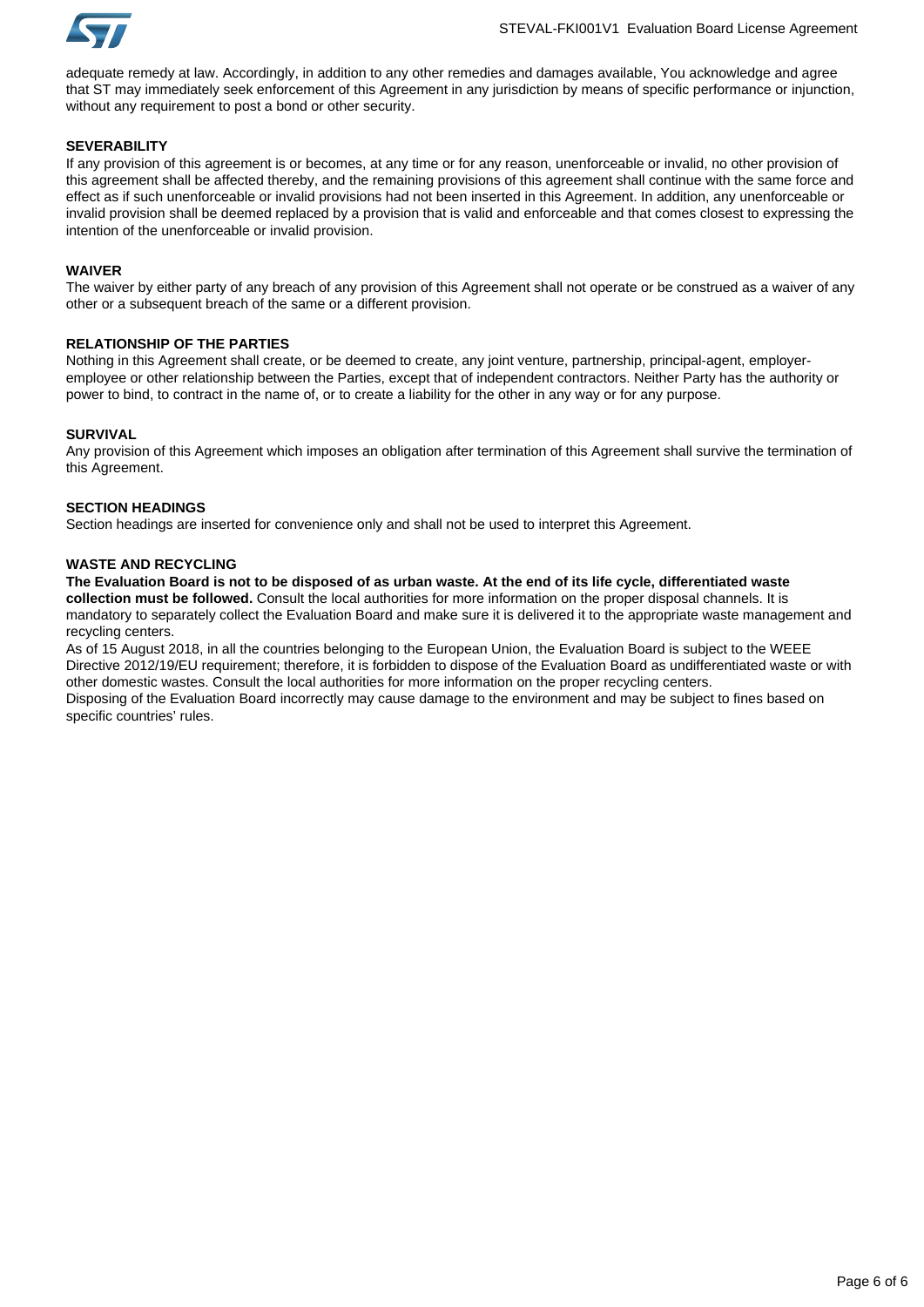adequate remedy at law. Accordingly, in addition to any other remedies and damages available, You acknowledge and agree that ST may immediately seek enforcement of this Agreement in any jurisdiction by means of specific performance or injunction, without any requirement to post a bond or other security.

**SEVERABILITY**

If any provision of this agreement is or becomes, at any time or for any reason, unenforceable or invalid, no other provision of this agreement shall be affected thereby, and the remaining provisions of this agreement shall continue with the same force and effect as if such unenforceable or invalid provisions had not been inserted in this Agreement. In addition, any unenforceable or invalid provision shall be deemed replaced by a provision that is valid and enforceable and that comes closest to expressing the intention of the unenforceable or invalid provision.

**WAIVER**

The waiver by either party of any breach of any provision of this Agreement shall not operate or be construed as a waiver of any other or a subsequent breach of the same or a different provision.

**RELATIONSHIP OF THE PARTIES**

Nothing in this Agreement shall create, or be deemed to create, any joint venture, partnership, principal-agent, employer-employee or other relationship between the Parties, except that of independent contractors. Neither Party has the authority or power to bind, to contract in the name of, or to create a liability for the other in any way or for any purpose.

**SURVIVAL**

Any provision of this Agreement which imposes an obligation after termination of this Agreement shall survive the termination of this Agreement.

**SECTION HEADINGS**

Section headings are inserted for convenience only and shall not be used to interpret this Agreement.

**WASTE AND RECYCLING**

**The Evaluation Board is not to be disposed of as urban waste. At the end of its life cycle, differentiated waste collection must be followed.** Consult the local authorities for more information on the proper disposal channels. It is mandatory to separately collect the Evaluation Board and make sure it is delivered it to the appropriate waste management and recycling centers.

As of 15 August 2018, in all the countries belonging to the European Union, the Evaluation Board is subject to the WEEE Directive 2012/19/EU requirement; therefore, it is forbidden to dispose of the Evaluation Board as undifferentiated waste or with other domestic wastes. Consult the local authorities for more information on the proper recycling centers.

Disposing of the Evaluation Board incorrectly may cause damage to the environment and may be subject to fines based on specific countries' rules.